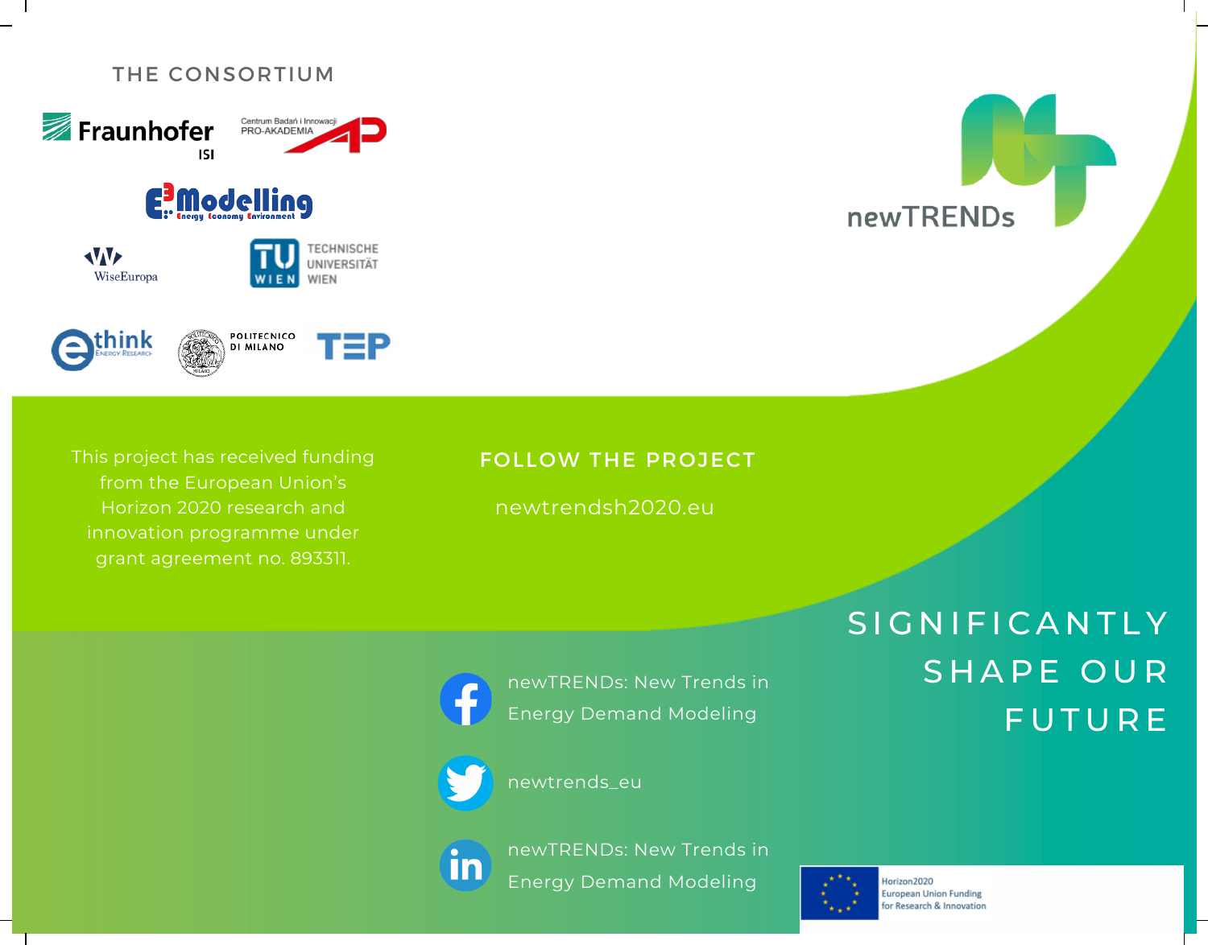## THE CONSORTIUM

Fraunhofer ISI

Centrum Badań i Innowacji PRO-AKADEMIA

E3Modelling Energy Economy Environment

WiseEuropa

TU WIEN TECHNISCHE UNIVERSITÄT WIEN

e-think Energy Research

POLITECNICO DI MILANO

TEP

newTRENDs

This project has received funding from the European Union's Horizon 2020 research and innovation programme under grant agreement no. 893311.

## FOLLOW THE PROJECT

newtrendsh2020.eu

newTRENDs: New Trends in Energy Demand Modeling

newtrends_eu

newTRENDs: New Trends in Energy Demand Modeling

# SIGNIFICANTLY SHAPE OUR FUTURE

Horizon2020
European Union Funding
for Research & Innovation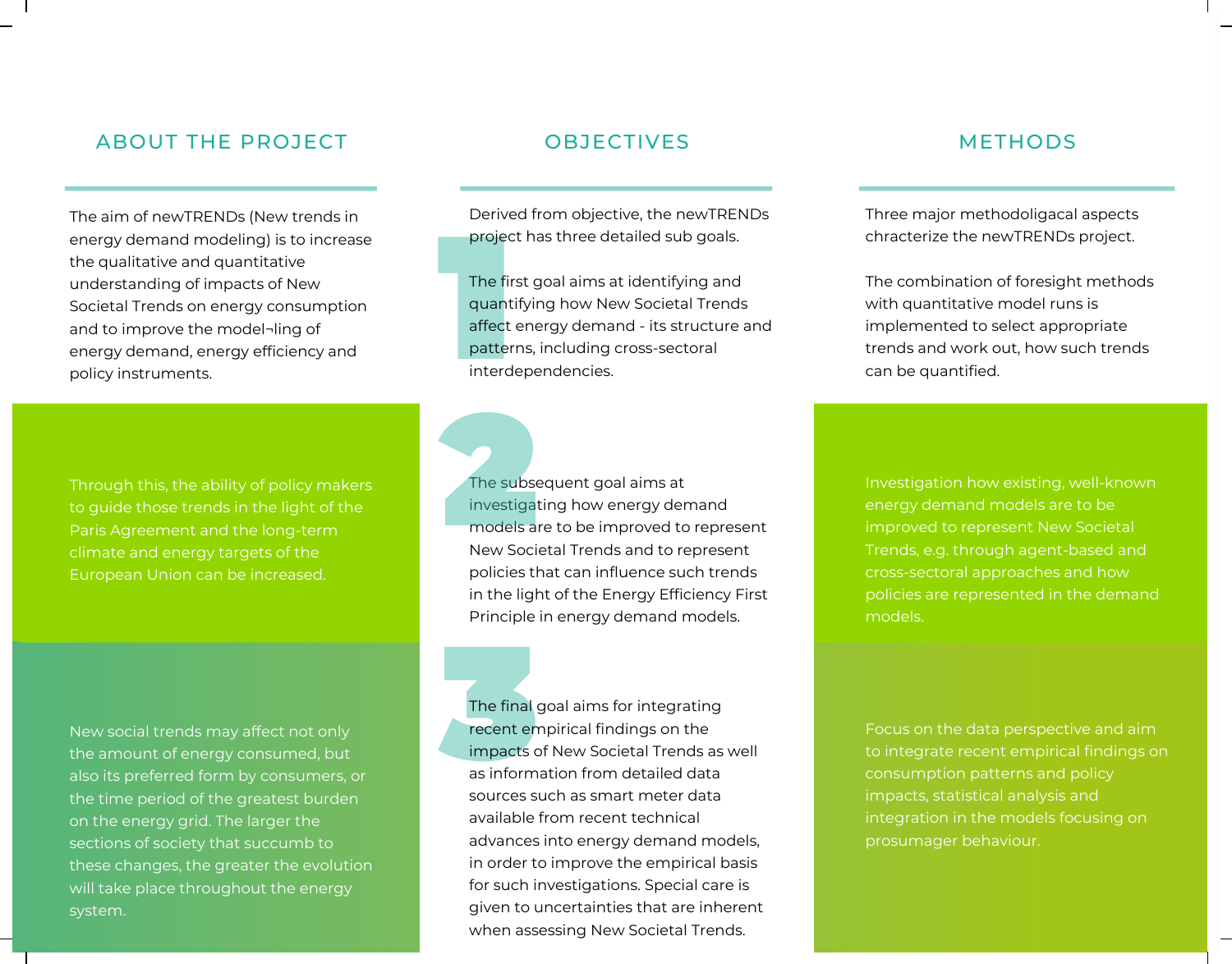## ABOUT THE PROJECT

The aim of newTRENDs (New trends in energy demand modeling) is to increase the qualitative and quantitative understanding of impacts of New Societal Trends on energy consumption and to improve the model¬ling of energy demand, energy efficiency and policy instruments.

Through this, the ability of policy makers to guide those trends in the light of the Paris Agreement and the long-term climate and energy targets of the European Union can be increased.

New social trends may affect not only the amount of energy consumed, but also its preferred form by consumers, or the time period of the greatest burden on the energy grid. The larger the sections of society that succumb to these changes, the greater the evolution will take place throughout the energy system.

## OBJECTIVES

Derived from objective, the newTRENDs project has three detailed sub goals.

1. The first goal aims at identifying and quantifying how New Societal Trends affect energy demand - its structure and patterns, including cross-sectoral interdependencies.

2. The subsequent goal aims at investigating how energy demand models are to be improved to represent New Societal Trends and to represent policies that can influence such trends in the light of the Energy Efficiency First Principle in energy demand models.

3. The final goal aims for integrating recent empirical findings on the impacts of New Societal Trends as well as information from detailed data sources such as smart meter data available from recent technical advances into energy demand models, in order to improve the empirical basis for such investigations. Special care is given to uncertainties that are inherent when assessing New Societal Trends.

## METHODS

Three major methodoligacal aspects chracterize the newTRENDs project.

The combination of foresight methods with quantitative model runs is implemented to select appropriate trends and work out, how such trends can be quantified.

Investigation how existing, well-known energy demand models are to be improved to represent New Societal Trends, e.g. through agent-based and cross-sectoral approaches and how policies are represented in the demand models.

Focus on the data perspective and aim to integrate recent empirical findings on consumption patterns and policy impacts, statistical analysis and integration in the models focusing on prosumager behaviour.